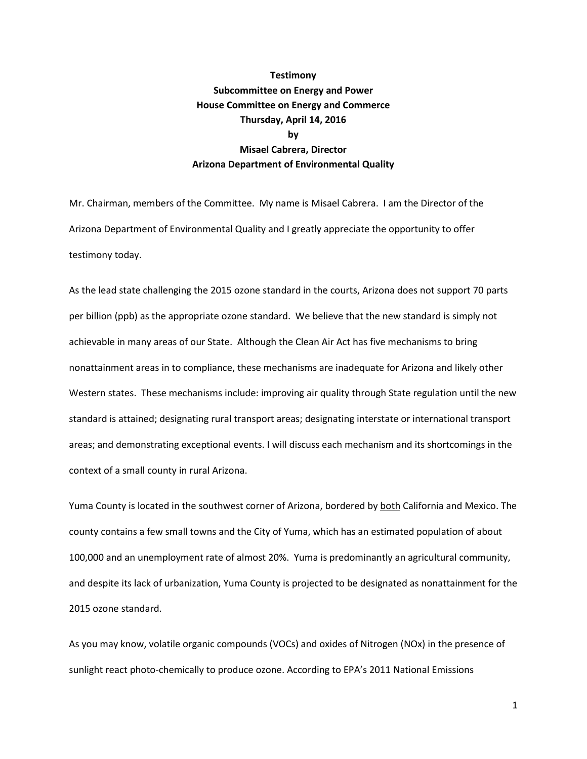**Testimony**

**Subcommittee on Energy and Power**

**House Committee on Energy and Commerce**

**Thursday, April 14, 2016**

**by**

**Misael Cabrera, Director**

**Arizona Department of Environmental Quality**

Mr. Chairman, members of the Committee. My name is Misael Cabrera. I am the Director of the Arizona Department of Environmental Quality and I greatly appreciate the opportunity to offer testimony today.

As the lead state challenging the 2015 ozone standard in the courts, Arizona does not support 70 parts per billion (ppb) as the appropriate ozone standard. We believe that the new standard is simply not achievable in many areas of our State. Although the Clean Air Act has five mechanisms to bring nonattainment areas in to compliance, these mechanisms are inadequate for Arizona and likely other Western states. These mechanisms include: improving air quality through State regulation until the new standard is attained; designating rural transport areas; designating interstate or international transport areas; and demonstrating exceptional events. I will discuss each mechanism and its shortcomings in the context of a small county in rural Arizona.

Yuma County is located in the southwest corner of Arizona, bordered by both California and Mexico. The county contains a few small towns and the City of Yuma, which has an estimated population of about 100,000 and an unemployment rate of almost 20%. Yuma is predominantly an agricultural community, and despite its lack of urbanization, Yuma County is projected to be designated as nonattainment for the 2015 ozone standard.

As you may know, volatile organic compounds (VOCs) and oxides of Nitrogen (NOx) in the presence of sunlight react photo-chemically to produce ozone. According to EPA's 2011 National Emissions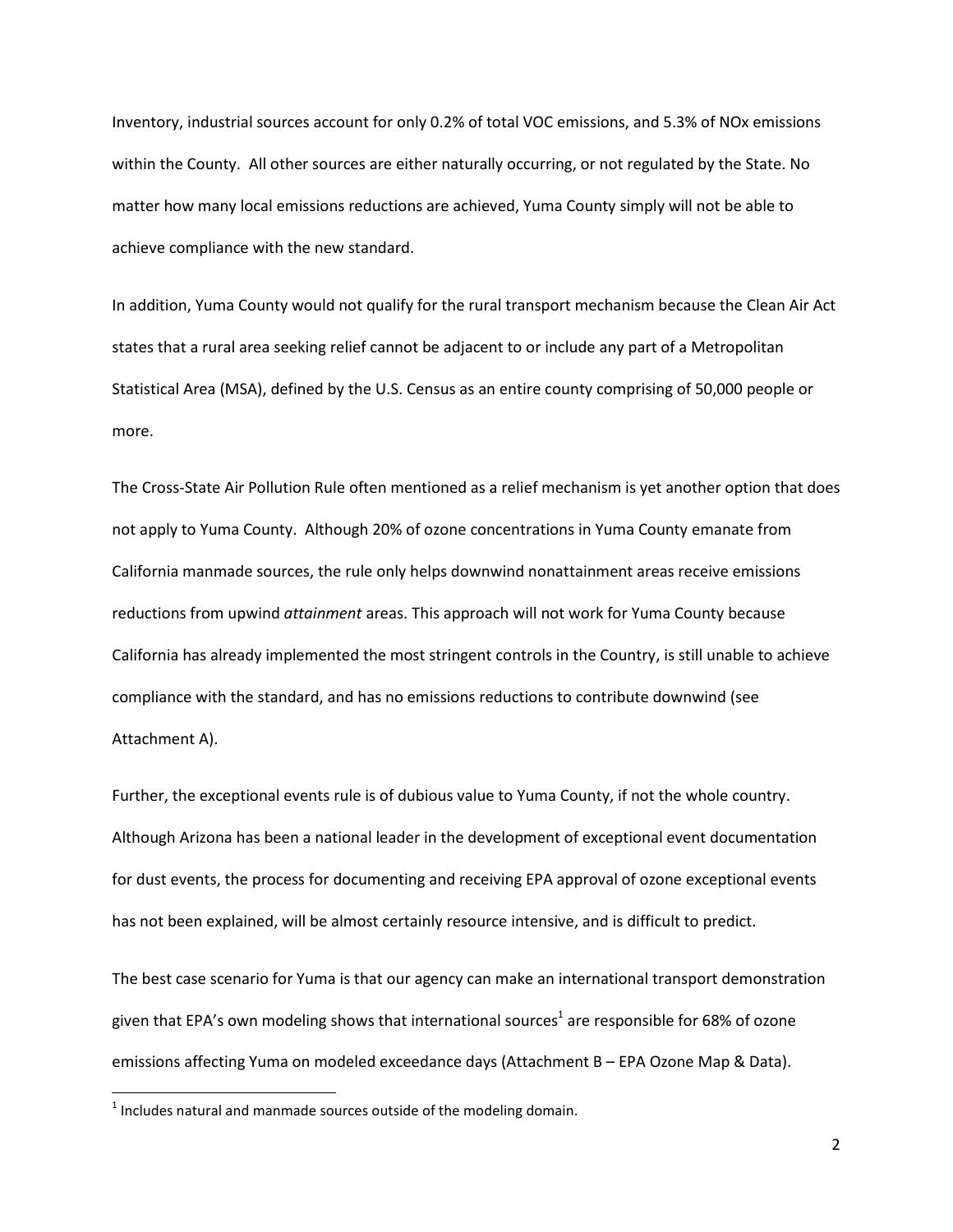Inventory, industrial sources account for only 0.2% of total VOC emissions, and 5.3% of NOx emissions within the County. All other sources are either naturally occurring, or not regulated by the State. No matter how many local emissions reductions are achieved, Yuma County simply will not be able to achieve compliance with the new standard.

In addition, Yuma County would not qualify for the rural transport mechanism because the Clean Air Act states that a rural area seeking relief cannot be adjacent to or include any part of a Metropolitan Statistical Area (MSA), defined by the U.S. Census as an entire county comprising of 50,000 people or more.

The Cross-State Air Pollution Rule often mentioned as a relief mechanism is yet another option that does not apply to Yuma County. Although 20% of ozone concentrations in Yuma County emanate from California manmade sources, the rule only helps downwind nonattainment areas receive emissions reductions from upwind *attainment* areas. This approach will not work for Yuma County because California has already implemented the most stringent controls in the Country, is still unable to achieve compliance with the standard, and has no emissions reductions to contribute downwind (see Attachment A).

Further, the exceptional events rule is of dubious value to Yuma County, if not the whole country. Although Arizona has been a national leader in the development of exceptional event documentation for dust events, the process for documenting and receiving EPA approval of ozone exceptional events has not been explained, will be almost certainly resource intensive, and is difficult to predict.

The best case scenario for Yuma is that our agency can make an international transport demonstration given that EPA's own modeling shows that international sources[1] are responsible for 68% of ozone emissions affecting Yuma on modeled exceedance days (Attachment B – EPA Ozone Map & Data).

[1] Includes natural and manmade sources outside of the modeling domain.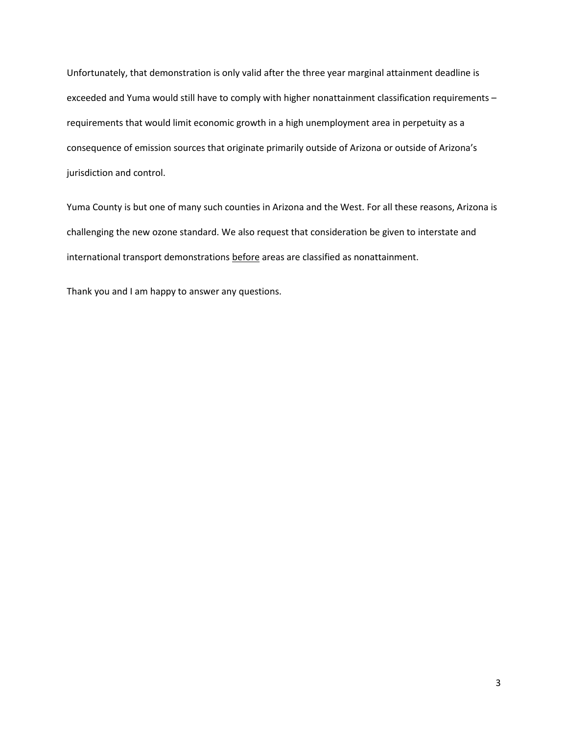Unfortunately, that demonstration is only valid after the three year marginal attainment deadline is exceeded and Yuma would still have to comply with higher nonattainment classification requirements – requirements that would limit economic growth in a high unemployment area in perpetuity as a consequence of emission sources that originate primarily outside of Arizona or outside of Arizona's jurisdiction and control.

Yuma County is but one of many such counties in Arizona and the West. For all these reasons, Arizona is challenging the new ozone standard. We also request that consideration be given to interstate and international transport demonstrations <u>before</u> areas are classified as nonattainment.

Thank you and I am happy to answer any questions.